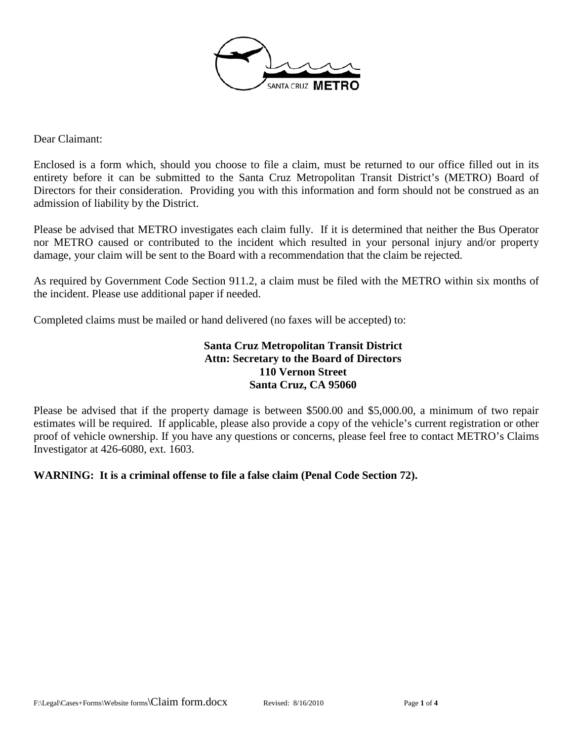Dear Claimant:

Enclosed is a form which, should you choose to file a claim, must be returned to our office filled out in its entirety before it can be submitted to the Santa Cruz Metropolitan Transit District's (METRO) Board of Directors for their consideration. Providing you with this information and form should not be construed as an admission of liability by the District.

Please be advised that METRO investigates each claim fully. If it is determined that neither the Bus Operator nor METRO caused or contributed to the incident which resulted in your personal injury and/or property damage, your claim will be sent to the Board with a recommendation that the claim be rejected.

As required by Government Code Section 911.2, a claim must be filed with the METRO within six months of the incident. Please use additional paper if needed.

Completed claims must be mailed or hand delivered (no faxes will be accepted) to:

**Santa Cruz Metropolitan Transit District**
**Attn: Secretary to the Board of Directors**
**110 Vernon Street**
**Santa Cruz, CA 95060**

Please be advised that if the property damage is between $500.00 and $5,000.00, a minimum of two repair estimates will be required. If applicable, please also provide a copy of the vehicle's current registration or other proof of vehicle ownership. If you have any questions or concerns, please feel free to contact METRO's Claims Investigator at 426-6080, ext. 1603.

**WARNING: It is a criminal offense to file a false claim (Penal Code Section 72).**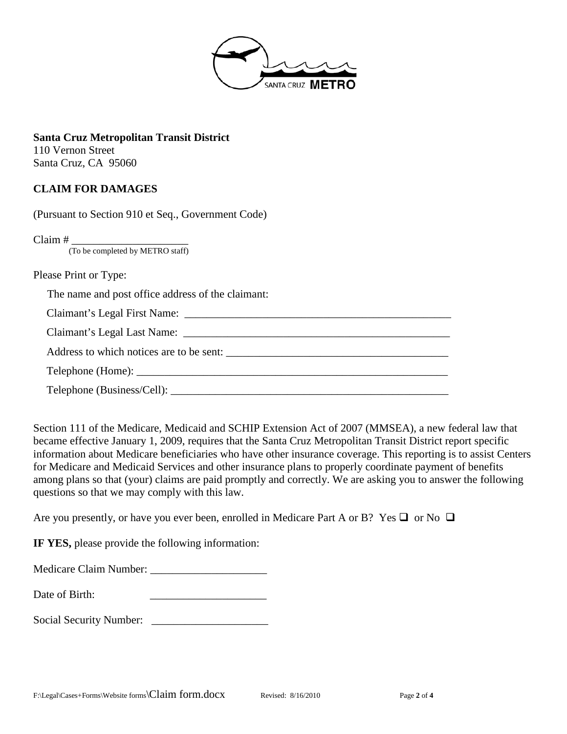**Santa Cruz Metropolitan Transit District**
110 Vernon Street
Santa Cruz, CA 95060

## CLAIM FOR DAMAGES

(Pursuant to Section 910 et Seq., Government Code)

Claim # ____________________
(To be completed by METRO staff)

Please Print or Type:

The name and post office address of the claimant:

Claimant's Legal First Name: ________________________________________________

Claimant's Legal Last Name: ________________________________________________

Address to which notices are to be sent: ______________________________________

Telephone (Home): ______________________________________________________

Telephone (Business/Cell): _________________________________________________

Section 111 of the Medicare, Medicaid and SCHIP Extension Act of 2007 (MMSEA), a new federal law that became effective January 1, 2009, requires that the Santa Cruz Metropolitan Transit District report specific information about Medicare beneficiaries who have other insurance coverage. This reporting is to assist Centers for Medicare and Medicaid Services and other insurance plans to properly coordinate payment of benefits among plans so that (your) claims are paid promptly and correctly. We are asking you to answer the following questions so that we may comply with this law.

Are you presently, or have you ever been, enrolled in Medicare Part A or B? Yes ❑ or No ❑

**IF YES,** please provide the following information:

Medicare Claim Number: ____________________

Date of Birth: ____________________

Social Security Number: ____________________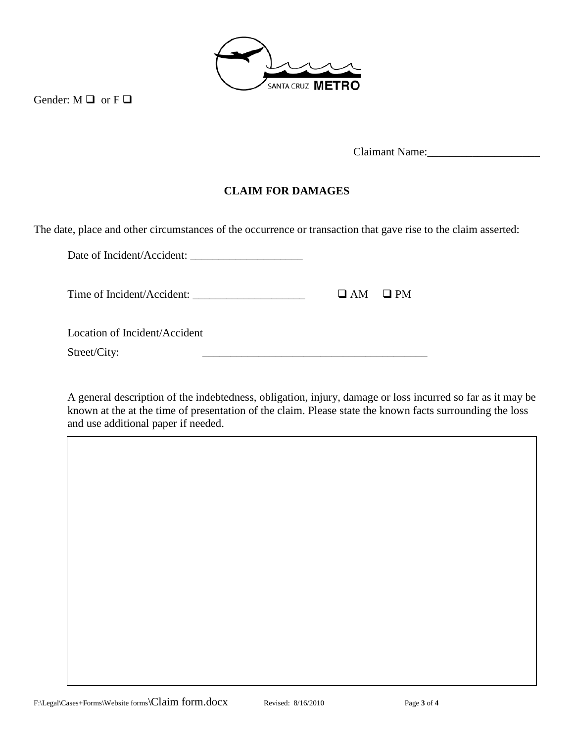Gender: M ❑ or F ❑

Claimant Name:____________________

## CLAIM FOR DAMAGES

The date, place and other circumstances of the occurrence or transaction that gave rise to the claim asserted:

Date of Incident/Accident: ____________________

Time of Incident/Accident: ____________________ ❑ AM ❑ PM

Location of Incident/Accident

Street/City: ________________________________________

A general description of the indebtedness, obligation, injury, damage or loss incurred so far as it may be known at the at the time of presentation of the claim. Please state the known facts surrounding the loss and use additional paper if needed.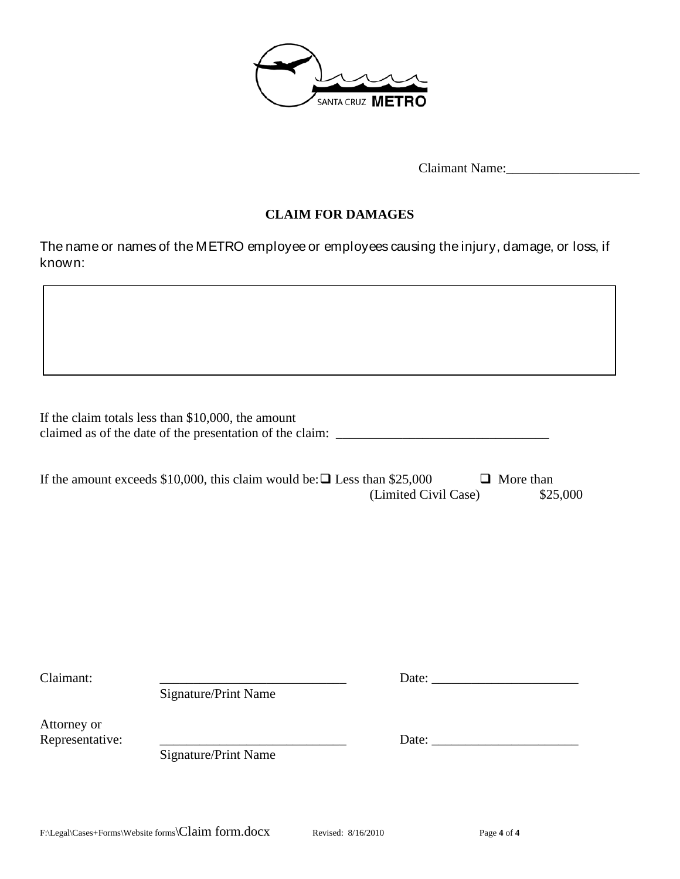SANTA CRUZ METRO

Claimant Name:____________________

**CLAIM FOR DAMAGES**

The name or names of the METRO employee or employees causing the injury, damage, or loss, if known:

| |
|---|
| |

If the claim totals less than $10,000, the amount claimed as of the date of the presentation of the claim: _______________________________

If the amount exceeds $10,000, this claim would be: ❑ Less than $25,000 (Limited Civil Case) ❑ More than $25,000

Claimant: ____________________________ Date: ______________________
Signature/Print Name

Attorney or Representative: ____________________________ Date: ______________________
Signature/Print Name

F:\Legal\Cases+Forms\Website forms\Claim form.docx Revised: 8/16/2010